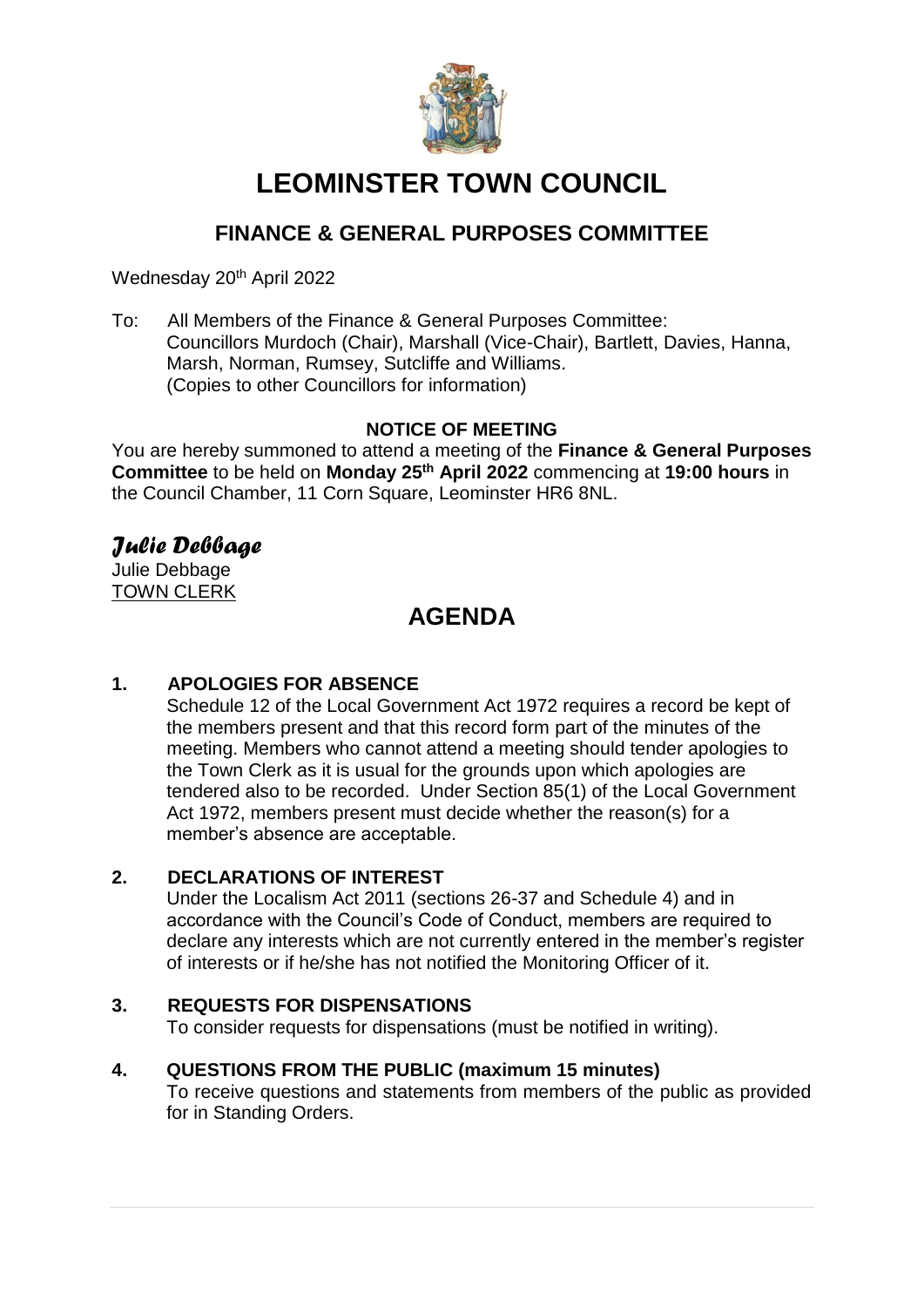# LEOMINSTER TOWN COUNCIL

## FINANCE & GENERAL PURPOSES COMMITTEE

Wednesday 20th April 2022

To: All Members of the Finance & General Purposes Committee:
Councillors Murdoch (Chair), Marshall (Vice-Chair), Bartlett, Davies, Hanna, Marsh, Norman, Rumsey, Sutcliffe and Williams.
(Copies to other Councillors for information)

**NOTICE OF MEETING**

You are hereby summoned to attend a meeting of the **Finance & General Purposes Committee** to be held on **Monday 25th April 2022** commencing at **19:00 hours** in the Council Chamber, 11 Corn Square, Leominster HR6 8NL.

*Julie Debbage*

Julie Debbage
TOWN CLERK

## AGENDA

### 1. APOLOGIES FOR ABSENCE

Schedule 12 of the Local Government Act 1972 requires a record be kept of the members present and that this record form part of the minutes of the meeting. Members who cannot attend a meeting should tender apologies to the Town Clerk as it is usual for the grounds upon which apologies are tendered also to be recorded. Under Section 85(1) of the Local Government Act 1972, members present must decide whether the reason(s) for a member's absence are acceptable.

### 2. DECLARATIONS OF INTEREST

Under the Localism Act 2011 (sections 26-37 and Schedule 4) and in accordance with the Council's Code of Conduct, members are required to declare any interests which are not currently entered in the member's register of interests or if he/she has not notified the Monitoring Officer of it.

### 3. REQUESTS FOR DISPENSATIONS

To consider requests for dispensations (must be notified in writing).

### 4. QUESTIONS FROM THE PUBLIC (maximum 15 minutes)

To receive questions and statements from members of the public as provided for in Standing Orders.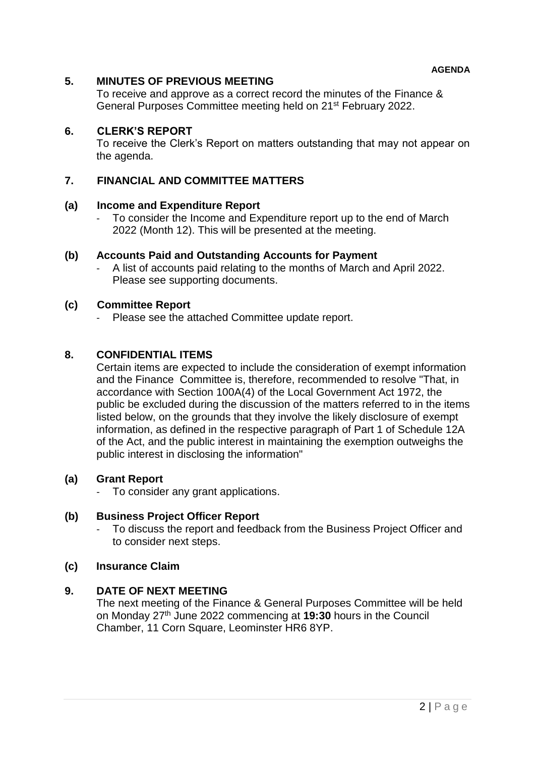**AGENDA**

## 5. MINUTES OF PREVIOUS MEETING

To receive and approve as a correct record the minutes of the Finance & General Purposes Committee meeting held on 21st February 2022.

## 6. CLERK'S REPORT

To receive the Clerk's Report on matters outstanding that may not appear on the agenda.

## 7. FINANCIAL AND COMMITTEE MATTERS

### (a) Income and Expenditure Report

- To consider the Income and Expenditure report up to the end of March 2022 (Month 12). This will be presented at the meeting.

### (b) Accounts Paid and Outstanding Accounts for Payment

- A list of accounts paid relating to the months of March and April 2022. Please see supporting documents.

### (c) Committee Report

- Please see the attached Committee update report.

## 8. CONFIDENTIAL ITEMS

Certain items are expected to include the consideration of exempt information and the Finance Committee is, therefore, recommended to resolve "That, in accordance with Section 100A(4) of the Local Government Act 1972, the public be excluded during the discussion of the matters referred to in the items listed below, on the grounds that they involve the likely disclosure of exempt information, as defined in the respective paragraph of Part 1 of Schedule 12A of the Act, and the public interest in maintaining the exemption outweighs the public interest in disclosing the information"

### (a) Grant Report

- To consider any grant applications.

### (b) Business Project Officer Report

- To discuss the report and feedback from the Business Project Officer and to consider next steps.

### (c) Insurance Claim

## 9. DATE OF NEXT MEETING

The next meeting of the Finance & General Purposes Committee will be held on Monday 27th June 2022 commencing at **19:30** hours in the Council Chamber, 11 Corn Square, Leominster HR6 8YP.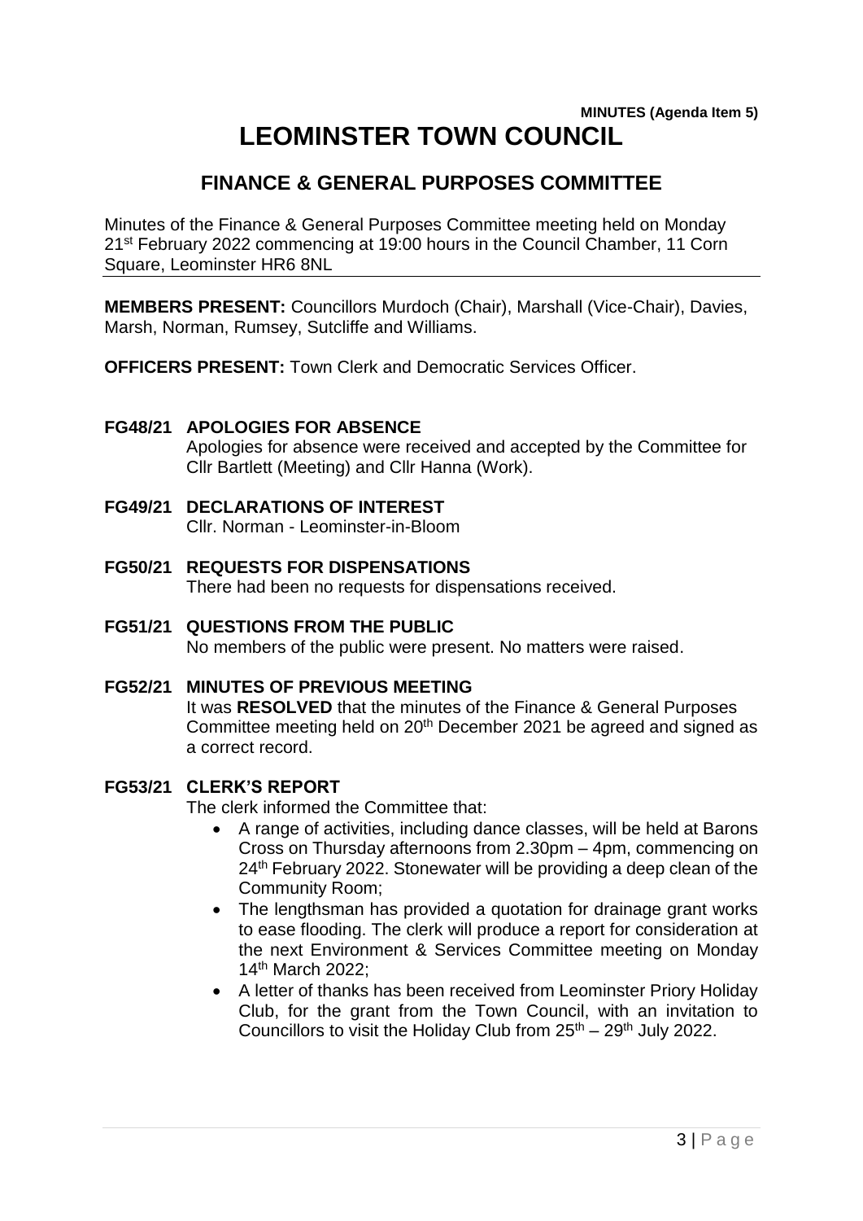**MINUTES (Agenda Item 5)**

# LEOMINSTER TOWN COUNCIL

## FINANCE & GENERAL PURPOSES COMMITTEE

Minutes of the Finance & General Purposes Committee meeting held on Monday 21st February 2022 commencing at 19:00 hours in the Council Chamber, 11 Corn Square, Leominster HR6 8NL

---

**MEMBERS PRESENT:** Councillors Murdoch (Chair), Marshall (Vice-Chair), Davies, Marsh, Norman, Rumsey, Sutcliffe and Williams.

**OFFICERS PRESENT:** Town Clerk and Democratic Services Officer.

**FG48/21 APOLOGIES FOR ABSENCE**

Apologies for absence were received and accepted by the Committee for Cllr Bartlett (Meeting) and Cllr Hanna (Work).

**FG49/21 DECLARATIONS OF INTEREST**

Cllr. Norman - Leominster-in-Bloom

**FG50/21 REQUESTS FOR DISPENSATIONS**

There had been no requests for dispensations received.

**FG51/21 QUESTIONS FROM THE PUBLIC**

No members of the public were present. No matters were raised.

**FG52/21 MINUTES OF PREVIOUS MEETING**

It was **RESOLVED** that the minutes of the Finance & General Purposes Committee meeting held on 20th December 2021 be agreed and signed as a correct record.

**FG53/21 CLERK'S REPORT**

The clerk informed the Committee that:

- A range of activities, including dance classes, will be held at Barons Cross on Thursday afternoons from 2.30pm – 4pm, commencing on 24th February 2022. Stonewater will be providing a deep clean of the Community Room;
- The lengthsman has provided a quotation for drainage grant works to ease flooding. The clerk will produce a report for consideration at the next Environment & Services Committee meeting on Monday 14th March 2022;
- A letter of thanks has been received from Leominster Priory Holiday Club, for the grant from the Town Council, with an invitation to Councillors to visit the Holiday Club from 25th – 29th July 2022.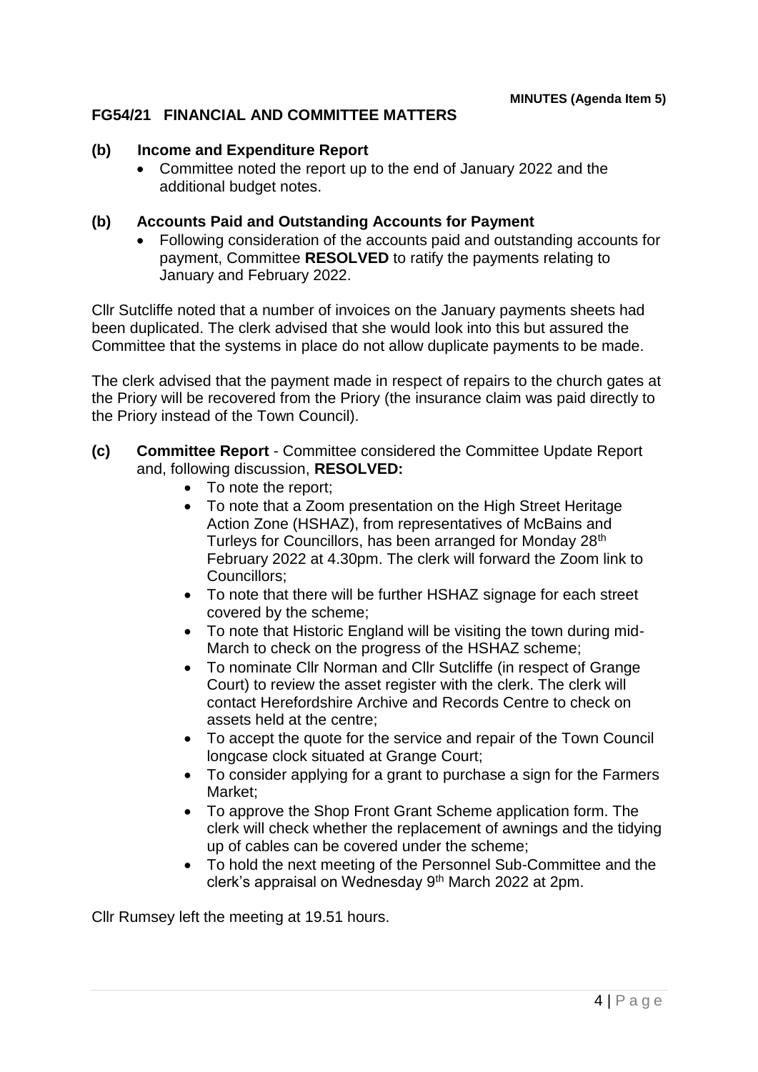**MINUTES (Agenda Item 5)**

## FG54/21 FINANCIAL AND COMMITTEE MATTERS

**(b) Income and Expenditure Report**

- Committee noted the report up to the end of January 2022 and the additional budget notes.

**(b) Accounts Paid and Outstanding Accounts for Payment**

- Following consideration of the accounts paid and outstanding accounts for payment, Committee **RESOLVED** to ratify the payments relating to January and February 2022.

Cllr Sutcliffe noted that a number of invoices on the January payments sheets had been duplicated. The clerk advised that she would look into this but assured the Committee that the systems in place do not allow duplicate payments to be made.

The clerk advised that the payment made in respect of repairs to the church gates at the Priory will be recovered from the Priory (the insurance claim was paid directly to the Priory instead of the Town Council).

**(c) Committee Report** - Committee considered the Committee Update Report and, following discussion, **RESOLVED:**

- To note the report;
- To note that a Zoom presentation on the High Street Heritage Action Zone (HSHAZ), from representatives of McBains and Turleys for Councillors, has been arranged for Monday 28th February 2022 at 4.30pm. The clerk will forward the Zoom link to Councillors;
- To note that there will be further HSHAZ signage for each street covered by the scheme;
- To note that Historic England will be visiting the town during mid-March to check on the progress of the HSHAZ scheme;
- To nominate Cllr Norman and Cllr Sutcliffe (in respect of Grange Court) to review the asset register with the clerk. The clerk will contact Herefordshire Archive and Records Centre to check on assets held at the centre;
- To accept the quote for the service and repair of the Town Council longcase clock situated at Grange Court;
- To consider applying for a grant to purchase a sign for the Farmers Market;
- To approve the Shop Front Grant Scheme application form. The clerk will check whether the replacement of awnings and the tidying up of cables can be covered under the scheme;
- To hold the next meeting of the Personnel Sub-Committee and the clerk's appraisal on Wednesday 9th March 2022 at 2pm.

Cllr Rumsey left the meeting at 19.51 hours.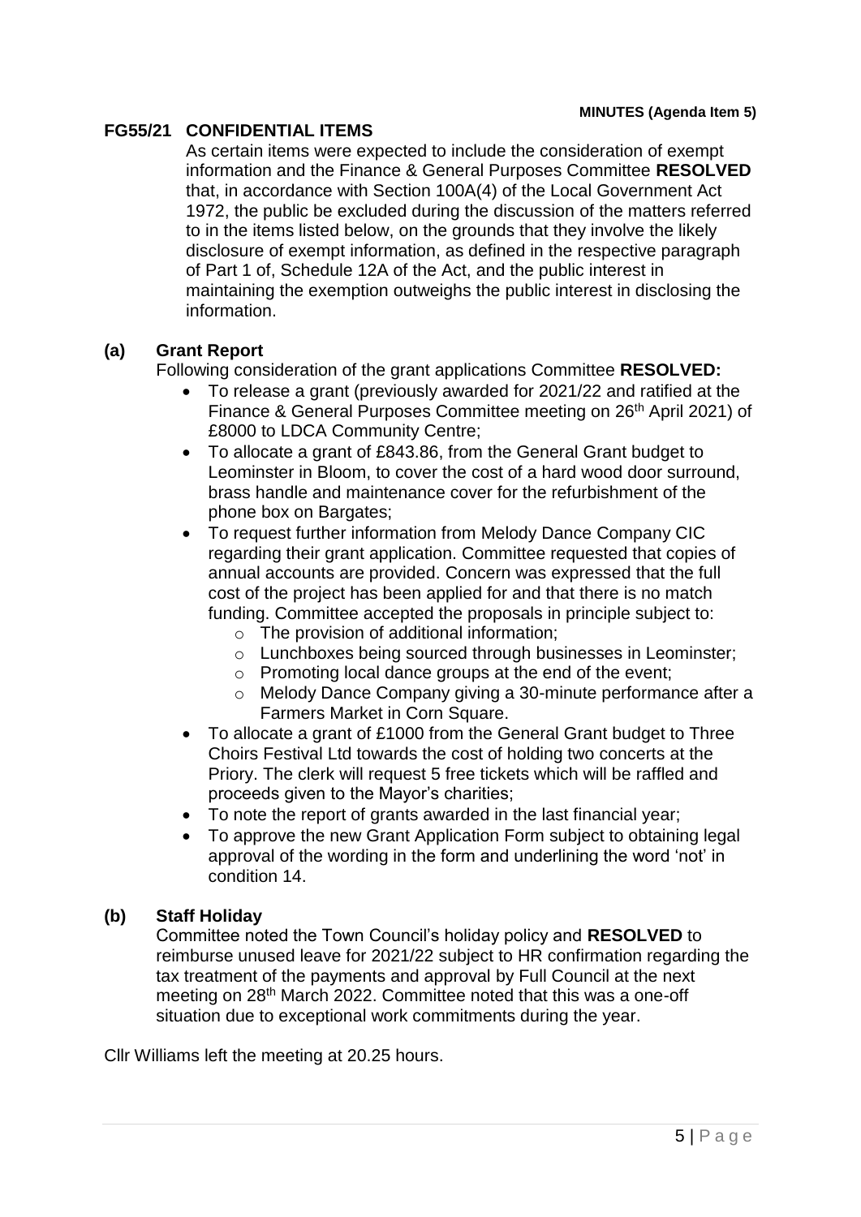**MINUTES (Agenda Item 5)**

## FG55/21 CONFIDENTIAL ITEMS

As certain items were expected to include the consideration of exempt information and the Finance & General Purposes Committee **RESOLVED** that, in accordance with Section 100A(4) of the Local Government Act 1972, the public be excluded during the discussion of the matters referred to in the items listed below, on the grounds that they involve the likely disclosure of exempt information, as defined in the respective paragraph of Part 1 of, Schedule 12A of the Act, and the public interest in maintaining the exemption outweighs the public interest in disclosing the information.

### (a) Grant Report

Following consideration of the grant applications Committee **RESOLVED:**

- To release a grant (previously awarded for 2021/22 and ratified at the Finance & General Purposes Committee meeting on 26th April 2021) of £8000 to LDCA Community Centre;
- To allocate a grant of £843.86, from the General Grant budget to Leominster in Bloom, to cover the cost of a hard wood door surround, brass handle and maintenance cover for the refurbishment of the phone box on Bargates;
- To request further information from Melody Dance Company CIC regarding their grant application. Committee requested that copies of annual accounts are provided. Concern was expressed that the full cost of the project has been applied for and that there is no match funding. Committee accepted the proposals in principle subject to:
  - The provision of additional information;
  - Lunchboxes being sourced through businesses in Leominster;
  - Promoting local dance groups at the end of the event;
  - Melody Dance Company giving a 30-minute performance after a Farmers Market in Corn Square.
- To allocate a grant of £1000 from the General Grant budget to Three Choirs Festival Ltd towards the cost of holding two concerts at the Priory. The clerk will request 5 free tickets which will be raffled and proceeds given to the Mayor's charities;
- To note the report of grants awarded in the last financial year;
- To approve the new Grant Application Form subject to obtaining legal approval of the wording in the form and underlining the word 'not' in condition 14.

### (b) Staff Holiday

Committee noted the Town Council's holiday policy and **RESOLVED** to reimburse unused leave for 2021/22 subject to HR confirmation regarding the tax treatment of the payments and approval by Full Council at the next meeting on 28th March 2022. Committee noted that this was a one-off situation due to exceptional work commitments during the year.

Cllr Williams left the meeting at 20.25 hours.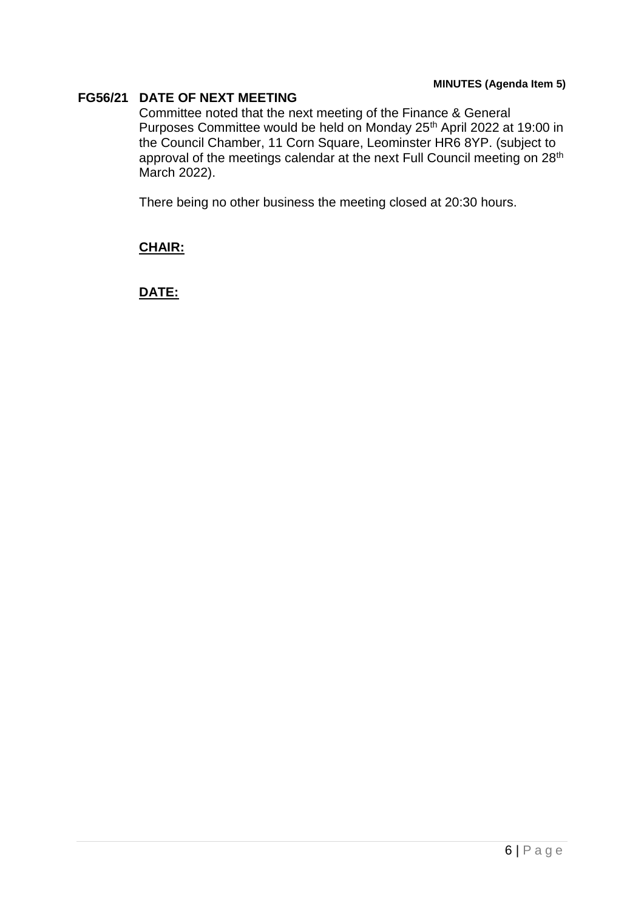**MINUTES (Agenda Item 5)**

**FG56/21 DATE OF NEXT MEETING**

Committee noted that the next meeting of the Finance & General Purposes Committee would be held on Monday 25th April 2022 at 19:00 in the Council Chamber, 11 Corn Square, Leominster HR6 8YP. (subject to approval of the meetings calendar at the next Full Council meeting on 28th March 2022).

There being no other business the meeting closed at 20:30 hours.

**CHAIR:**

**DATE:**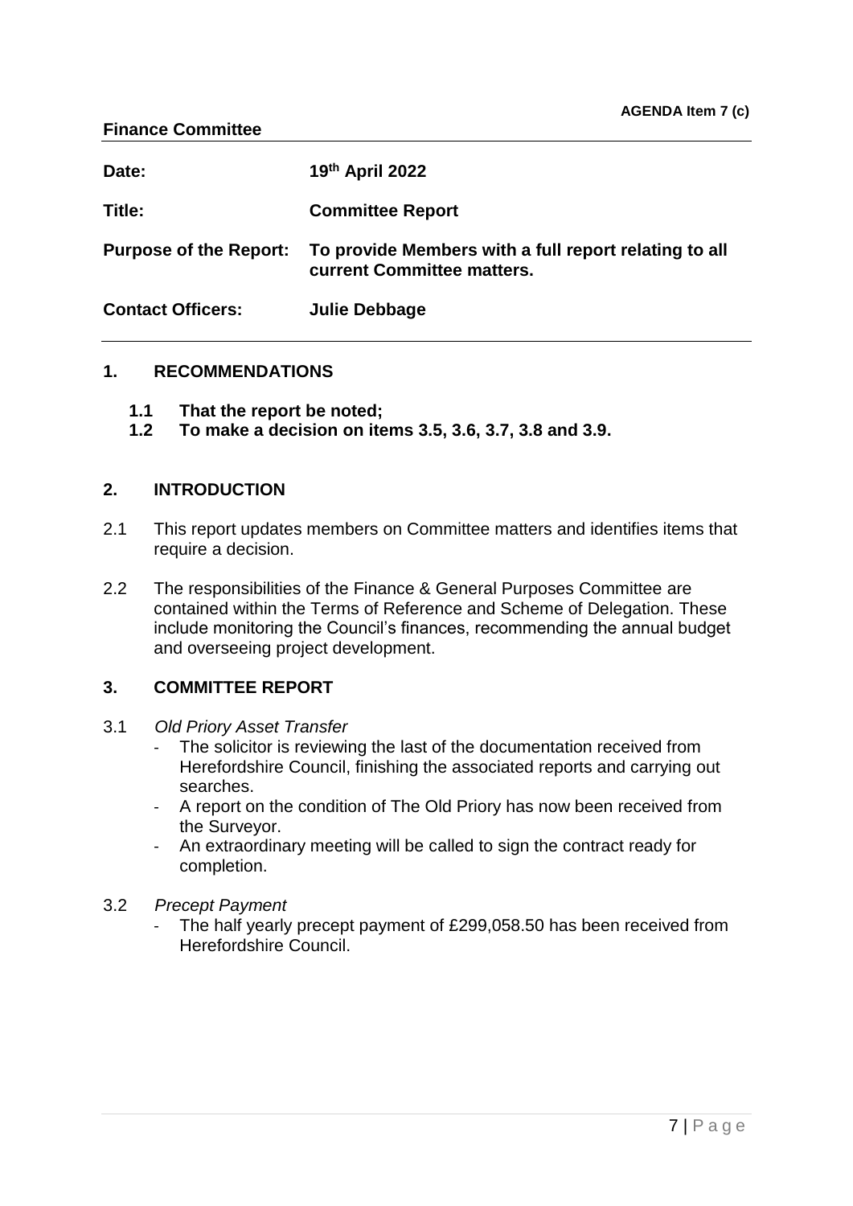**AGENDA Item 7 (c)**

**Finance Committee**

| | |
|---|---|
| **Date:** | **19th April 2022** |
| **Title:** | **Committee Report** |
| **Purpose of the Report:** | **To provide Members with a full report relating to all current Committee matters.** |
| **Contact Officers:** | **Julie Debbage** |

## 1. RECOMMENDATIONS

**1.1 That the report be noted;**

**1.2 To make a decision on items 3.5, 3.6, 3.7, 3.8 and 3.9.**

## 2. INTRODUCTION

2.1 This report updates members on Committee matters and identifies items that require a decision.

2.2 The responsibilities of the Finance & General Purposes Committee are contained within the Terms of Reference and Scheme of Delegation. These include monitoring the Council's finances, recommending the annual budget and overseeing project development.

## 3. COMMITTEE REPORT

3.1 *Old Priory Asset Transfer*

- The solicitor is reviewing the last of the documentation received from Herefordshire Council, finishing the associated reports and carrying out searches.
- A report on the condition of The Old Priory has now been received from the Surveyor.
- An extraordinary meeting will be called to sign the contract ready for completion.

3.2 *Precept Payment*

- The half yearly precept payment of £299,058.50 has been received from Herefordshire Council.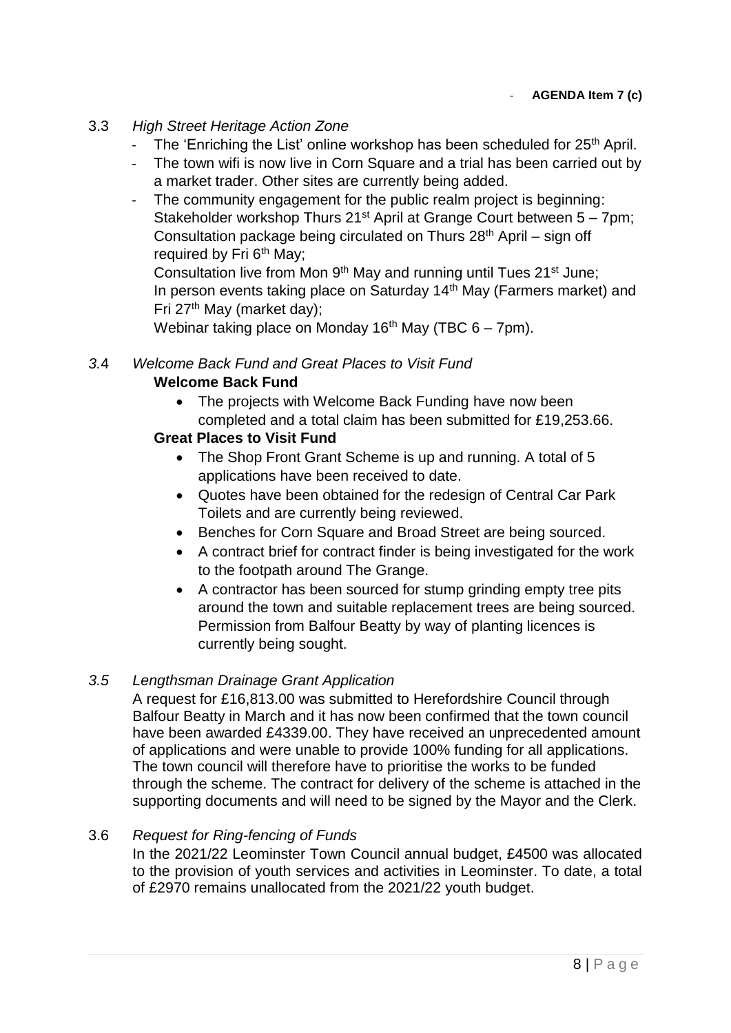- **AGENDA Item 7 (c)**

3.3 *High Street Heritage Action Zone*

- The 'Enriching the List' online workshop has been scheduled for 25th April.
- The town wifi is now live in Corn Square and a trial has been carried out by a market trader. Other sites are currently being added.
- The community engagement for the public realm project is beginning: Stakeholder workshop Thurs 21st April at Grange Court between 5 – 7pm; Consultation package being circulated on Thurs 28th April – sign off required by Fri 6th May;
  Consultation live from Mon 9th May and running until Tues 21st June;
  In person events taking place on Saturday 14th May (Farmers market) and Fri 27th May (market day);
  Webinar taking place on Monday 16th May (TBC 6 – 7pm).

*3.4 Welcome Back Fund and Great Places to Visit Fund*

**Welcome Back Fund**

- The projects with Welcome Back Funding have now been completed and a total claim has been submitted for £19,253.66.

**Great Places to Visit Fund**

- The Shop Front Grant Scheme is up and running. A total of 5 applications have been received to date.
- Quotes have been obtained for the redesign of Central Car Park Toilets and are currently being reviewed.
- Benches for Corn Square and Broad Street are being sourced.
- A contract brief for contract finder is being investigated for the work to the footpath around The Grange.
- A contractor has been sourced for stump grinding empty tree pits around the town and suitable replacement trees are being sourced. Permission from Balfour Beatty by way of planting licences is currently being sought.

*3.5 Lengthsman Drainage Grant Application*

A request for £16,813.00 was submitted to Herefordshire Council through Balfour Beatty in March and it has now been confirmed that the town council have been awarded £4339.00. They have received an unprecedented amount of applications and were unable to provide 100% funding for all applications. The town council will therefore have to prioritise the works to be funded through the scheme. The contract for delivery of the scheme is attached in the supporting documents and will need to be signed by the Mayor and the Clerk.

3.6 *Request for Ring-fencing of Funds*

In the 2021/22 Leominster Town Council annual budget, £4500 was allocated to the provision of youth services and activities in Leominster. To date, a total of £2970 remains unallocated from the 2021/22 youth budget.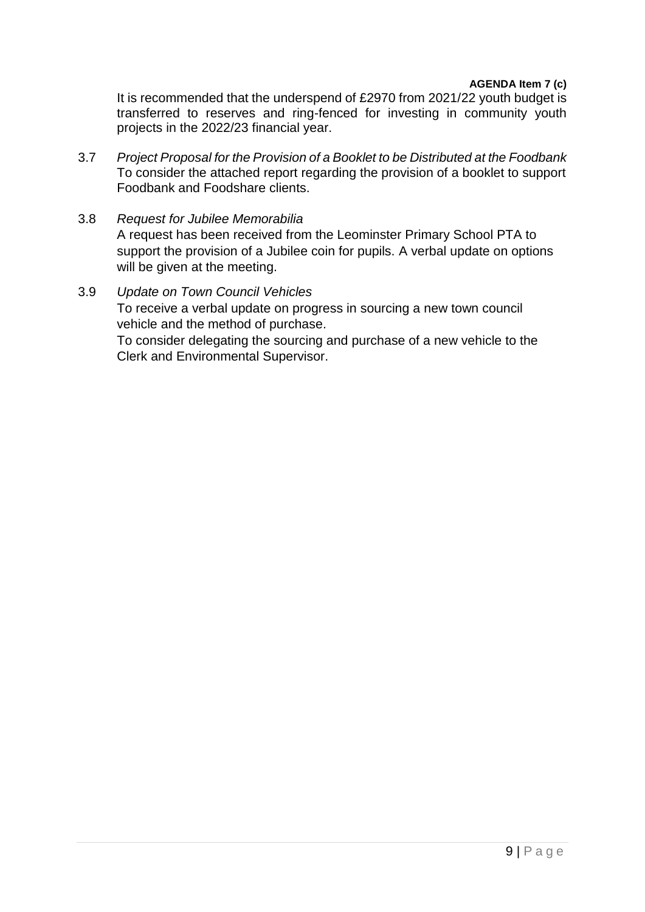**AGENDA Item 7 (c)**

It is recommended that the underspend of £2970 from 2021/22 youth budget is transferred to reserves and ring-fenced for investing in community youth projects in the 2022/23 financial year.

3.7 *Project Proposal for the Provision of a Booklet to be Distributed at the Foodbank*
To consider the attached report regarding the provision of a booklet to support Foodbank and Foodshare clients.

3.8 *Request for Jubilee Memorabilia*
A request has been received from the Leominster Primary School PTA to support the provision of a Jubilee coin for pupils. A verbal update on options will be given at the meeting.

3.9 *Update on Town Council Vehicles*
To receive a verbal update on progress in sourcing a new town council vehicle and the method of purchase.
To consider delegating the sourcing and purchase of a new vehicle to the Clerk and Environmental Supervisor.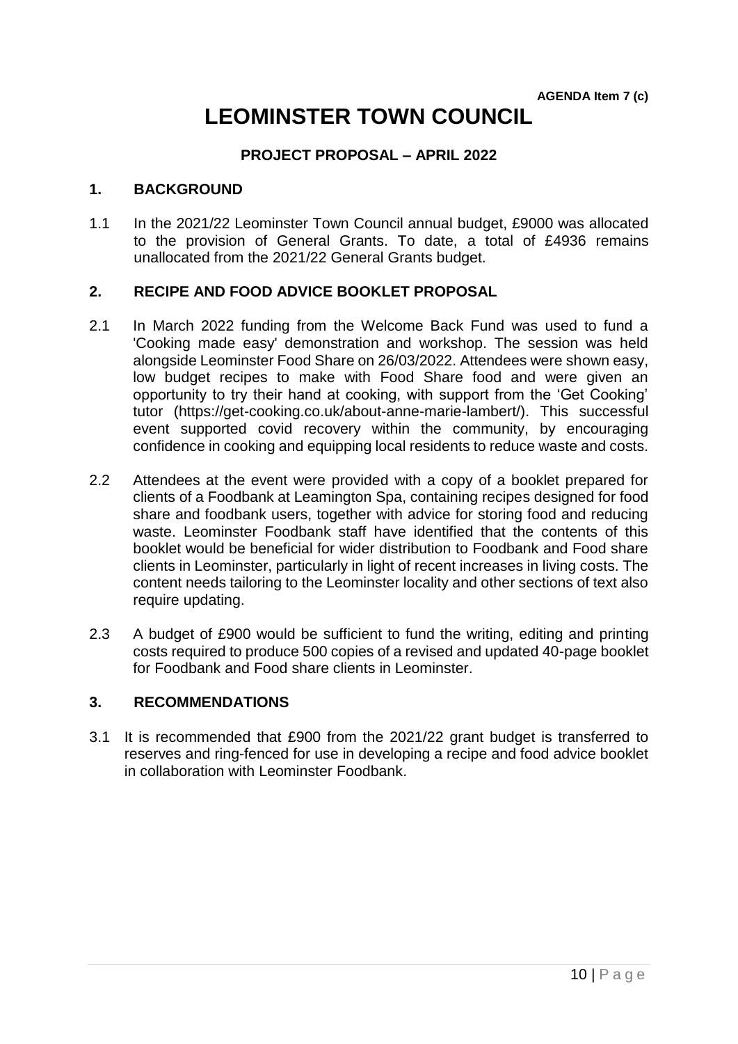**AGENDA Item 7 (c)**

# LEOMINSTER TOWN COUNCIL

## PROJECT PROPOSAL – APRIL 2022

### 1. BACKGROUND

1.1 In the 2021/22 Leominster Town Council annual budget, £9000 was allocated to the provision of General Grants. To date, a total of £4936 remains unallocated from the 2021/22 General Grants budget.

### 2. RECIPE AND FOOD ADVICE BOOKLET PROPOSAL

2.1 In March 2022 funding from the Welcome Back Fund was used to fund a 'Cooking made easy' demonstration and workshop. The session was held alongside Leominster Food Share on 26/03/2022. Attendees were shown easy, low budget recipes to make with Food Share food and were given an opportunity to try their hand at cooking, with support from the 'Get Cooking' tutor (https://get-cooking.co.uk/about-anne-marie-lambert/). This successful event supported covid recovery within the community, by encouraging confidence in cooking and equipping local residents to reduce waste and costs.

2.2 Attendees at the event were provided with a copy of a booklet prepared for clients of a Foodbank at Leamington Spa, containing recipes designed for food share and foodbank users, together with advice for storing food and reducing waste. Leominster Foodbank staff have identified that the contents of this booklet would be beneficial for wider distribution to Foodbank and Food share clients in Leominster, particularly in light of recent increases in living costs. The content needs tailoring to the Leominster locality and other sections of text also require updating.

2.3 A budget of £900 would be sufficient to fund the writing, editing and printing costs required to produce 500 copies of a revised and updated 40-page booklet for Foodbank and Food share clients in Leominster.

### 3. RECOMMENDATIONS

3.1 It is recommended that £900 from the 2021/22 grant budget is transferred to reserves and ring-fenced for use in developing a recipe and food advice booklet in collaboration with Leominster Foodbank.